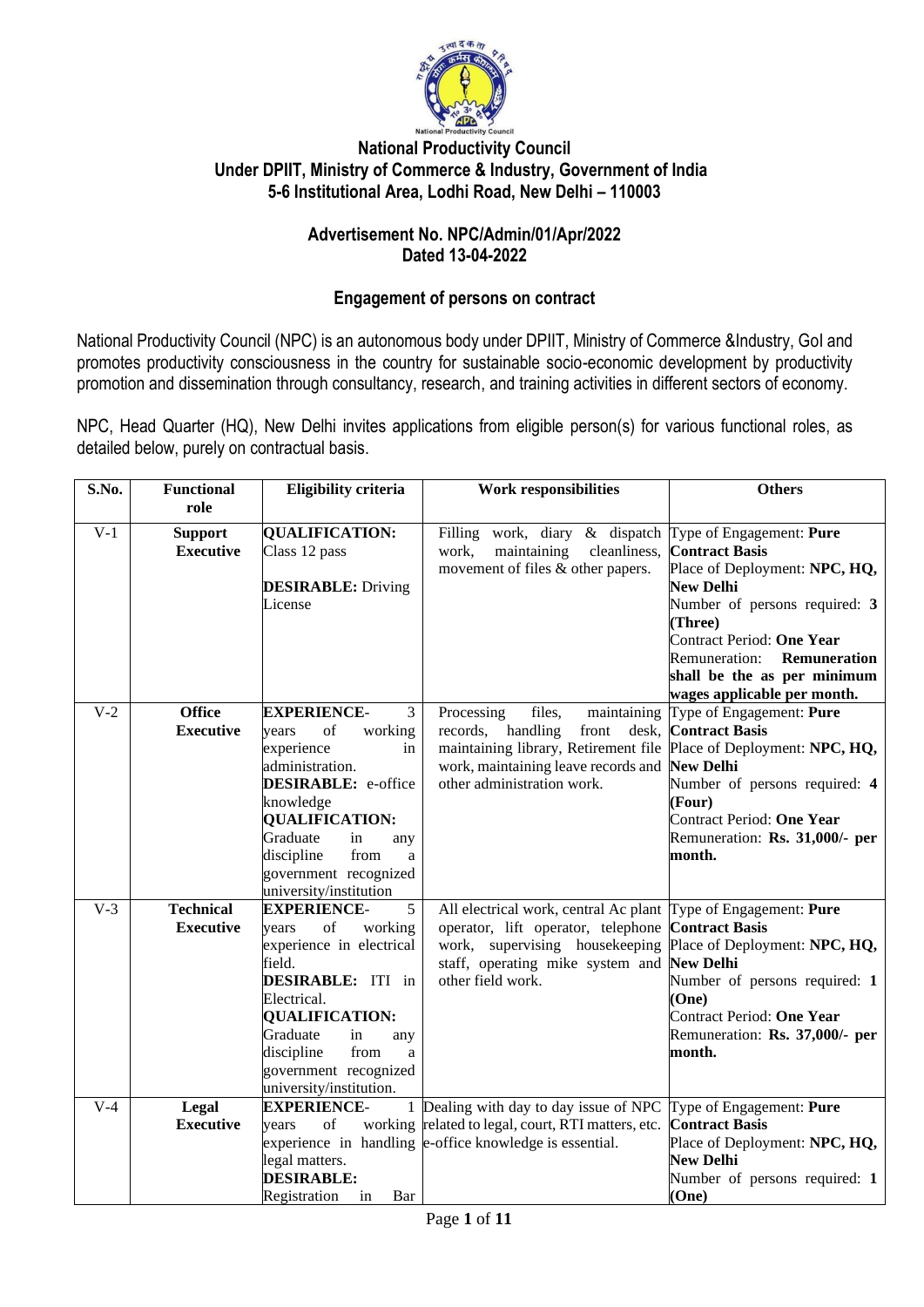# National Productivity Council
## Under DPIIT, Ministry of Commerce & Industry, Government of India
## 5-6 Institutional Area, Lodhi Road, New Delhi – 110003

### Advertisement No. NPC/Admin/01/Apr/2022
### Dated 13-04-2022

### Engagement of persons on contract

National Productivity Council (NPC) is an autonomous body under DPIIT, Ministry of Commerce &Industry, GoI and promotes productivity consciousness in the country for sustainable socio-economic development by productivity promotion and dissemination through consultancy, research, and training activities in different sectors of economy.

NPC, Head Quarter (HQ), New Delhi invites applications from eligible person(s) for various functional roles, as detailed below, purely on contractual basis.

| S.No. | Functional role | Eligibility criteria | Work responsibilities | Others |
|---|---|---|---|---|
| V-1 | **Support Executive** | **QUALIFICATION:** Class 12 pass<br><br>**DESIRABLE:** Driving License | Filling work, diary & dispatch work, maintaining cleanliness, movement of files & other papers. | Type of Engagement: **Pure Contract Basis**<br>Place of Deployment: **NPC, HQ, New Delhi**<br>Number of persons required: **3 (Three)**<br>Contract Period: **One Year**<br>Remuneration: **Remuneration shall be the as per minimum wages applicable per month.** |
| V-2 | **Office Executive** | **EXPERIENCE-** 3 years of working experience in administration.<br>**DESIRABLE:** e-office knowledge<br>**QUALIFICATION:** Graduate in any discipline from a government recognized university/institution | Processing files, maintaining records, handling front desk, maintaining library, Retirement file work, maintaining leave records and other administration work. | Type of Engagement: **Pure Contract Basis**<br>Place of Deployment: **NPC, HQ, New Delhi**<br>Number of persons required: **4 (Four)**<br>Contract Period: **One Year**<br>Remuneration: **Rs. 31,000/- per month.** |
| V-3 | **Technical Executive** | **EXPERIENCE-** 5 years of working experience in electrical field.<br>**DESIRABLE:** ITI in Electrical.<br>**QUALIFICATION:** Graduate in any discipline from a government recognized university/institution. | All electrical work, central Ac plant operator, lift operator, telephone work, supervising housekeeping staff, operating mike system and other field work. | Type of Engagement: **Pure Contract Basis**<br>Place of Deployment: **NPC, HQ, New Delhi**<br>Number of persons required: **1 (One)**<br>Contract Period: **One Year**<br>Remuneration: **Rs. 37,000/- per month.** |
| V-4 | **Legal Executive** | **EXPERIENCE-** 1 years of working experience in handling legal matters.<br>**DESIRABLE:** Registration in Bar | Dealing with day to day issue of NPC related to legal, court, RTI matters, etc. e-office knowledge is essential. | Type of Engagement: **Pure Contract Basis**<br>Place of Deployment: **NPC, HQ, New Delhi**<br>Number of persons required: **1 (One)** |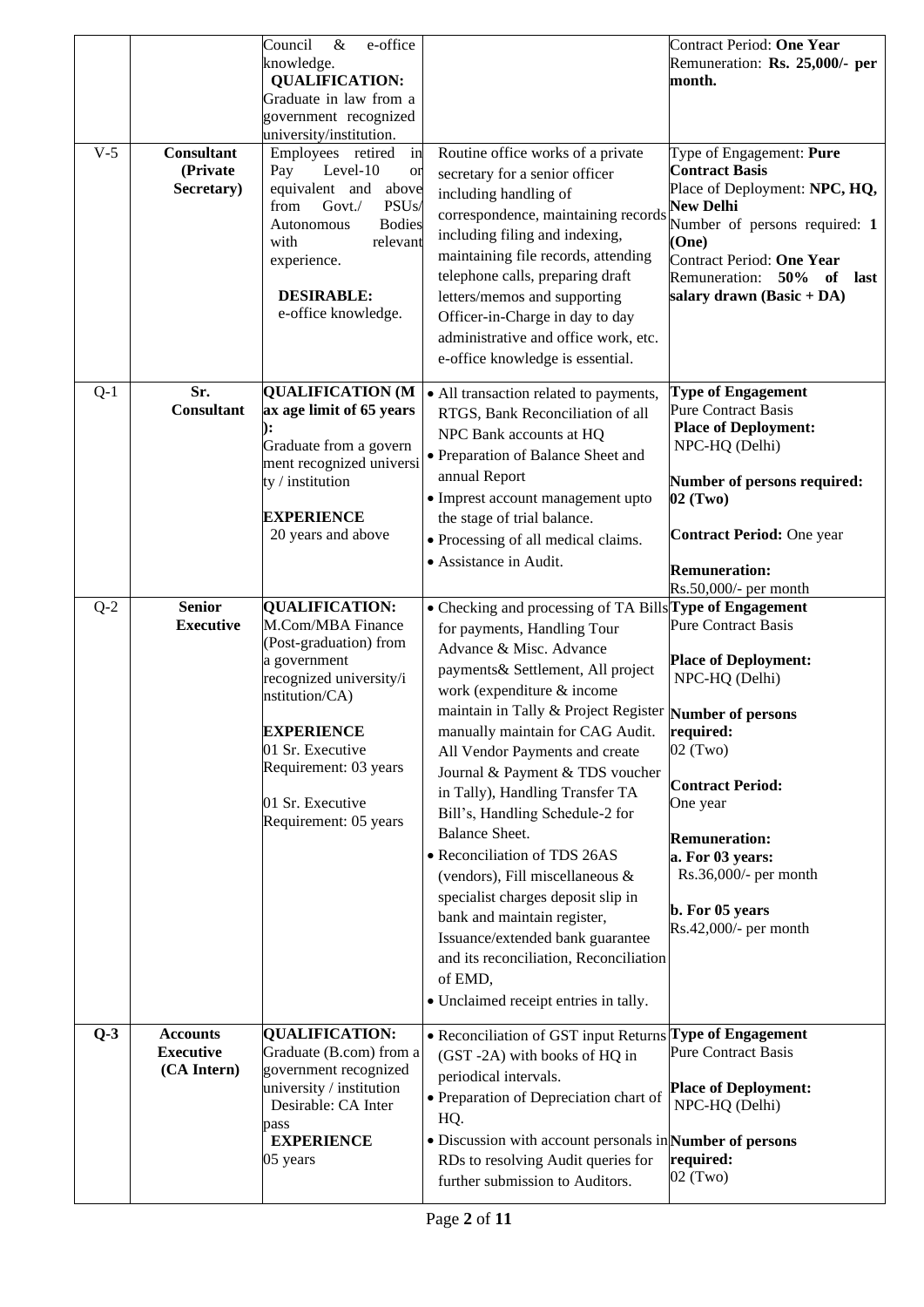| | | | | |
|---|---|---|---|---|
| | | Council & e-office knowledge.<br>**QUALIFICATION:**<br>Graduate in law from a government recognized university/institution. | | Contract Period: **One Year**<br>Remuneration: **Rs. 25,000/- per month.** |
| V-5 | **Consultant (Private Secretary)** | Employees retired in Pay Level-10 or equivalent and above from Govt./ PSUs/ Autonomous Bodies with relevant experience.<br><br>**DESIRABLE:**<br>e-office knowledge. | Routine office works of a private secretary for a senior officer including handling of correspondence, maintaining records including filing and indexing, maintaining file records, attending telephone calls, preparing draft letters/memos and supporting Officer-in-Charge in day to day administrative and office work, etc. e-office knowledge is essential. | Type of Engagement: **Pure Contract Basis**<br>Place of Deployment: **NPC, HQ, New Delhi**<br>Number of persons required: **1 (One)**<br>Contract Period: **One Year**<br>Remuneration: **50% of last salary drawn (Basic + DA)** |
| Q-1 | **Sr. Consultant** | **QUALIFICATION (Max age limit of 65 years):**<br>Graduate from a government recognized university / institution<br><br>**EXPERIENCE**<br>20 years and above | • All transaction related to payments, RTGS, Bank Reconciliation of all NPC Bank accounts at HQ<br>• Preparation of Balance Sheet and annual Report<br>• Imprest account management upto the stage of trial balance.<br>• Processing of all medical claims.<br>• Assistance in Audit. | **Type of Engagement**<br>Pure Contract Basis<br>**Place of Deployment:**<br>NPC-HQ (Delhi)<br><br>**Number of persons required: 02 (Two)**<br><br>**Contract Period:** One year<br><br>**Remuneration:**<br>Rs.50,000/- per month |
| Q-2 | **Senior Executive** | **QUALIFICATION:**<br>M.Com/MBA Finance (Post-graduation) from a government recognized university/institution/CA)<br><br>**EXPERIENCE**<br>01 Sr. Executive Requirement: 03 years<br><br>01 Sr. Executive Requirement: 05 years | • Checking and processing of TA Bills for payments, Handling Tour Advance & Misc. Advance payments& Settlement, All project work (expenditure & income maintain in Tally & Project Register manually maintain for CAG Audit. All Vendor Payments and create Journal & Payment & TDS voucher in Tally), Handling Transfer TA Bill's, Handling Schedule-2 for Balance Sheet.<br>• Reconciliation of TDS 26AS (vendors), Fill miscellaneous & specialist charges deposit slip in bank and maintain register, Issuance/extended bank guarantee and its reconciliation, Reconciliation of EMD,<br>• Unclaimed receipt entries in tally. | **Type of Engagement**<br>Pure Contract Basis<br><br>**Place of Deployment:**<br>NPC-HQ (Delhi)<br><br>**Number of persons required:**<br>02 (Two)<br><br>**Contract Period:**<br>One year<br><br>**Remuneration:**<br>**a. For 03 years:**<br>Rs.36,000/- per month<br><br>**b. For 05 years**<br>Rs.42,000/- per month |
| **Q-3** | **Accounts Executive (CA Intern)** | **QUALIFICATION:**<br>Graduate (B.com) from a government recognized university / institution<br>Desirable: CA Inter pass<br>**EXPERIENCE**<br>05 years | • Reconciliation of GST input Returns (GST -2A) with books of HQ in periodical intervals.<br>• Preparation of Depreciation chart of HQ.<br>• Discussion with account personals in RDs to resolving Audit queries for further submission to Auditors. | **Type of Engagement**<br>Pure Contract Basis<br><br>**Place of Deployment:**<br>NPC-HQ (Delhi)<br><br>**Number of persons required:**<br>02 (Two) |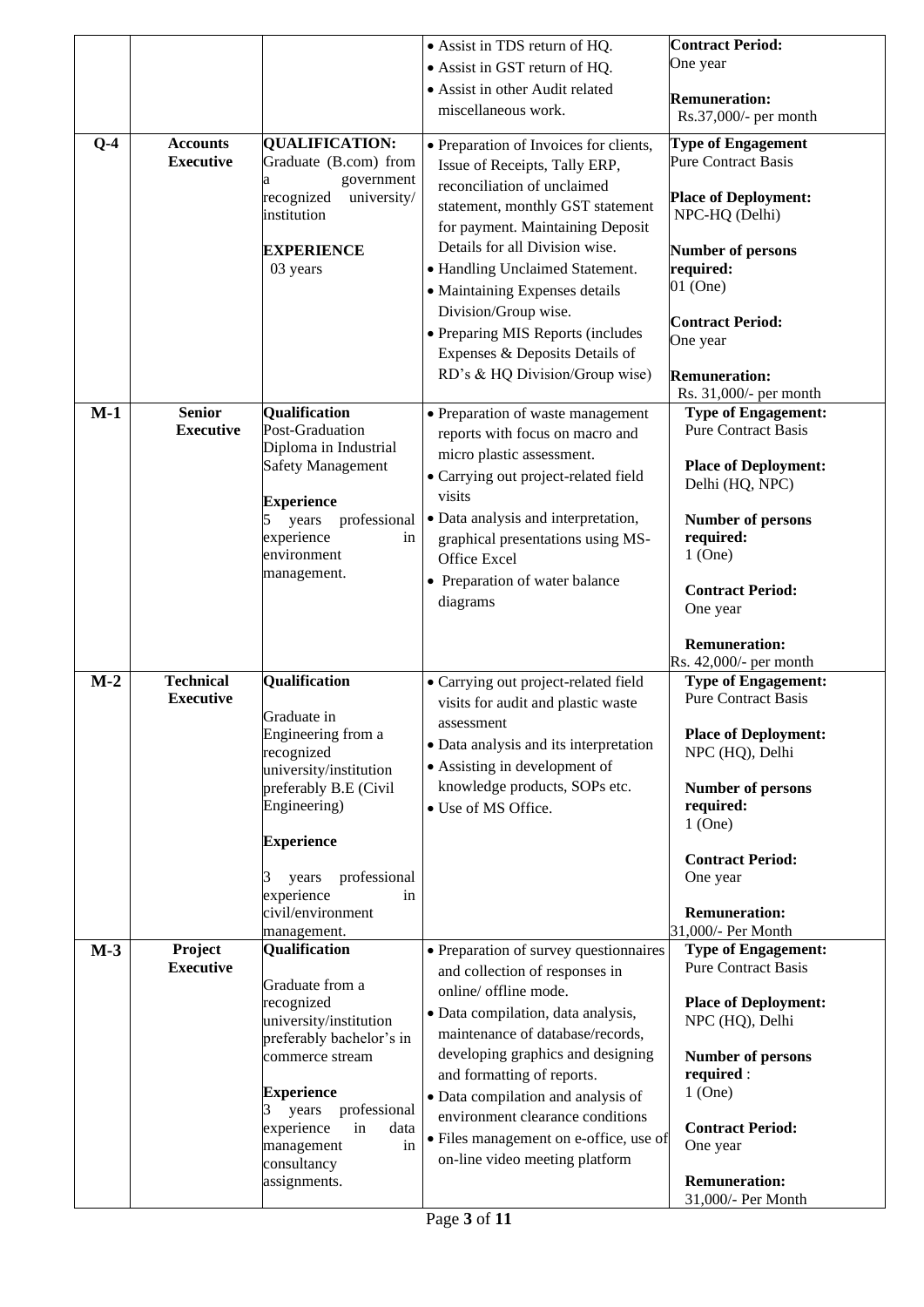|  |  |  | • Assist in TDS return of HQ.<br>• Assist in GST return of HQ.<br>• Assist in other Audit related miscellaneous work. | **Contract Period:**<br>One year<br><br>**Remuneration:**<br>Rs.37,000/- per month |
|---|---|---|---|---|
| **Q-4** | **Accounts Executive** | **QUALIFICATION:**<br>Graduate (B.com) from a government recognized university/ institution<br><br>**EXPERIENCE**<br>03 years | • Preparation of Invoices for clients, Issue of Receipts, Tally ERP, reconciliation of unclaimed statement, monthly GST statement for payment. Maintaining Deposit Details for all Division wise.<br>• Handling Unclaimed Statement.<br>• Maintaining Expenses details Division/Group wise.<br>• Preparing MIS Reports (includes Expenses & Deposits Details of RD's & HQ Division/Group wise) | **Type of Engagement**<br>Pure Contract Basis<br><br>**Place of Deployment:**<br>NPC-HQ (Delhi)<br><br>**Number of persons required:**<br>01 (One)<br><br>**Contract Period:**<br>One year<br><br>**Remuneration:**<br>Rs. 31,000/- per month |
| **M-1** | **Senior Executive** | **Qualification**<br>Post-Graduation Diploma in Industrial Safety Management<br><br>**Experience**<br>5 years professional experience in environment management. | • Preparation of waste management reports with focus on macro and micro plastic assessment.<br>• Carrying out project-related field visits<br>• Data analysis and interpretation, graphical presentations using MS-Office Excel<br>• Preparation of water balance diagrams | **Type of Engagement:**<br>Pure Contract Basis<br><br>**Place of Deployment:**<br>Delhi (HQ, NPC)<br><br>**Number of persons required:**<br>1 (One)<br><br>**Contract Period:**<br>One year<br><br>**Remuneration:**<br>Rs. 42,000/- per month |
| **M-2** | **Technical Executive** | **Qualification**<br><br>Graduate in Engineering from a recognized university/institution preferably B.E (Civil Engineering)<br><br>**Experience**<br><br>3 years professional experience in civil/environment management. | • Carrying out project-related field visits for audit and plastic waste assessment<br>• Data analysis and its interpretation<br>• Assisting in development of knowledge products, SOPs etc.<br>• Use of MS Office. | **Type of Engagement:**<br>Pure Contract Basis<br><br>**Place of Deployment:**<br>NPC (HQ), Delhi<br><br>**Number of persons required:**<br>1 (One)<br><br>**Contract Period:**<br>One year<br><br>**Remuneration:**<br>31,000/- Per Month |
| **M-3** | **Project Executive** | **Qualification**<br><br>Graduate from a recognized university/institution preferably bachelor's in commerce stream<br><br>**Experience**<br>3 years professional experience in data management in consultancy assignments. | • Preparation of survey questionnaires and collection of responses in online/ offline mode.<br>• Data compilation, data analysis, maintenance of database/records, developing graphics and designing and formatting of reports.<br>• Data compilation and analysis of environment clearance conditions<br>• Files management on e-office, use of on-line video meeting platform | **Type of Engagement:**<br>Pure Contract Basis<br><br>**Place of Deployment:**<br>NPC (HQ), Delhi<br><br>**Number of persons required** :<br>1 (One)<br><br>**Contract Period:**<br>One year<br><br>**Remuneration:**<br>31,000/- Per Month |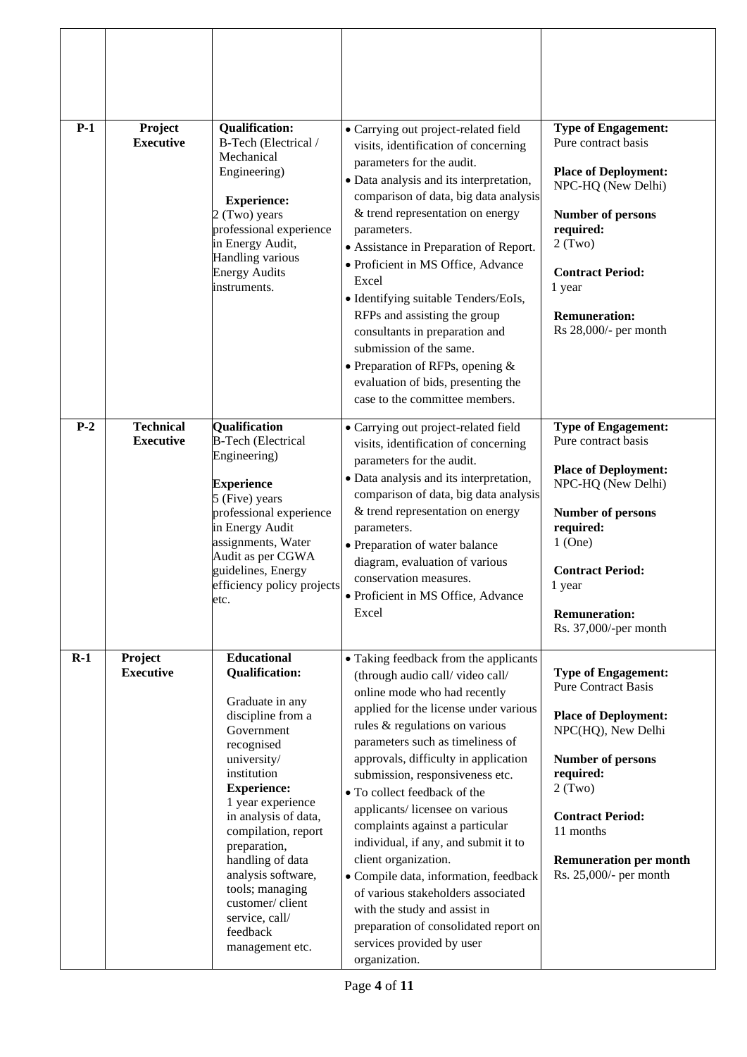| | | | | |
|---|---|---|---|---|
| | | | | |
| **P-1** | **Project Executive** | **Qualification:** B-Tech (Electrical / Mechanical Engineering)<br><br>**Experience:** 2 (Two) years professional experience in Energy Audit, Handling various Energy Audits instruments. | • Carrying out project-related field visits, identification of concerning parameters for the audit.<br>• Data analysis and its interpretation, comparison of data, big data analysis & trend representation on energy parameters.<br>• Assistance in Preparation of Report.<br>• Proficient in MS Office, Advance Excel<br>• Identifying suitable Tenders/EoIs, RFPs and assisting the group consultants in preparation and submission of the same.<br>• Preparation of RFPs, opening & evaluation of bids, presenting the case to the committee members. | **Type of Engagement:** Pure contract basis<br><br>**Place of Deployment:** NPC-HQ (New Delhi)<br><br>**Number of persons required:** 2 (Two)<br><br>**Contract Period:** 1 year<br><br>**Remuneration:** Rs 28,000/- per month |
| **P-2** | **Technical Executive** | **Qualification** B-Tech (Electrical Engineering)<br><br>**Experience** 5 (Five) years professional experience in Energy Audit assignments, Water Audit as per CGWA guidelines, Energy efficiency policy projects etc. | • Carrying out project-related field visits, identification of concerning parameters for the audit.<br>• Data analysis and its interpretation, comparison of data, big data analysis & trend representation on energy parameters.<br>• Preparation of water balance diagram, evaluation of various conservation measures.<br>• Proficient in MS Office, Advance Excel | **Type of Engagement:** Pure contract basis<br><br>**Place of Deployment:** NPC-HQ (New Delhi)<br><br>**Number of persons required:** 1 (One)<br><br>**Contract Period:** 1 year<br><br>**Remuneration:** Rs. 37,000/-per month |
| **R-1** | **Project Executive** | **Educational Qualification:**<br><br>Graduate in any discipline from a Government recognised university/ institution<br>**Experience:**<br>1 year experience in analysis of data, compilation, report preparation, handling of data analysis software, tools; managing customer/ client service, call/ feedback management etc. | • Taking feedback from the applicants (through audio call/ video call/ online mode who had recently applied for the license under various rules & regulations on various parameters such as timeliness of approvals, difficulty in application submission, responsiveness etc.<br>• To collect feedback of the applicants/ licensee on various complaints against a particular individual, if any, and submit it to client organization.<br>• Compile data, information, feedback of various stakeholders associated with the study and assist in preparation of consolidated report on services provided by user organization. | **Type of Engagement:** Pure Contract Basis<br><br>**Place of Deployment:** NPC(HQ), New Delhi<br><br>**Number of persons required:** 2 (Two)<br><br>**Contract Period:** 11 months<br><br>**Remuneration per month** Rs. 25,000/- per month |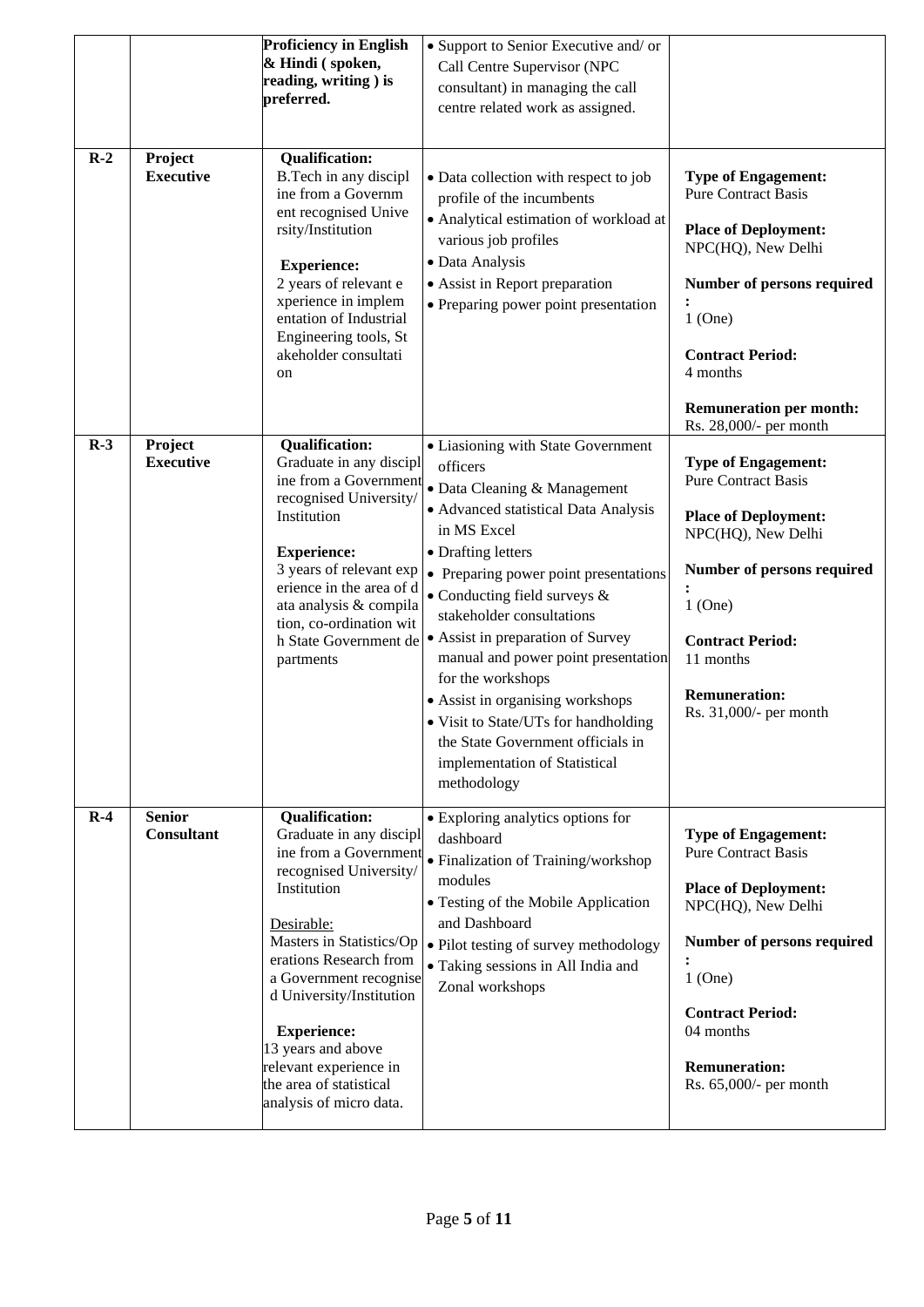| | | | | |
|---|---|---|---|---|
| | | **Proficiency in English & Hindi ( spoken, reading, writing ) is preferred.** | • Support to Senior Executive and/ or Call Centre Supervisor (NPC consultant) in managing the call centre related work as assigned. | |
| **R-2** | **Project Executive** | **Qualification:**<br>B.Tech in any discipline from a Government recognised University/Institution<br><br>**Experience:**<br>2 years of relevant experience in implementation of Industrial Engineering tools, Stakeholder consultation | • Data collection with respect to job profile of the incumbents<br>• Analytical estimation of workload at various job profiles<br>• Data Analysis<br>• Assist in Report preparation<br>• Preparing power point presentation | **Type of Engagement:**<br>Pure Contract Basis<br><br>**Place of Deployment:**<br>NPC(HQ), New Delhi<br><br>**Number of persons required :**<br>1 (One)<br><br>**Contract Period:**<br>4 months<br><br>**Remuneration per month:**<br>Rs. 28,000/- per month |
| **R-3** | **Project Executive** | **Qualification:**<br>Graduate in any discipline from a Government recognised University/ Institution<br><br>**Experience:**<br>3 years of relevant experience in the area of data analysis & compilation, co-ordination with State Government departments | • Liasioning with State Government officers<br>• Data Cleaning & Management<br>• Advanced statistical Data Analysis in MS Excel<br>• Drafting letters<br>• Preparing power point presentations<br>• Conducting field surveys & stakeholder consultations<br>• Assist in preparation of Survey manual and power point presentation for the workshops<br>• Assist in organising workshops<br>• Visit to State/UTs for handholding the State Government officials in implementation of Statistical methodology | **Type of Engagement:**<br>Pure Contract Basis<br><br>**Place of Deployment:**<br>NPC(HQ), New Delhi<br><br>**Number of persons required :**<br>1 (One)<br><br>**Contract Period:**<br>11 months<br><br>**Remuneration:**<br>Rs. 31,000/- per month |
| **R-4** | **Senior Consultant** | **Qualification:**<br>Graduate in any discipline from a Government recognised University/ Institution<br><br>Desirable:<br>Masters in Statistics/Operations Research from a Government recognised University/Institution<br><br>**Experience:**<br>13 years and above relevant experience in the area of statistical analysis of micro data. | • Exploring analytics options for dashboard<br>• Finalization of Training/workshop modules<br>• Testing of the Mobile Application and Dashboard<br>• Pilot testing of survey methodology<br>• Taking sessions in All India and Zonal workshops | **Type of Engagement:**<br>Pure Contract Basis<br><br>**Place of Deployment:**<br>NPC(HQ), New Delhi<br><br>**Number of persons required :**<br>1 (One)<br><br>**Contract Period:**<br>04 months<br><br>**Remuneration:**<br>Rs. 65,000/- per month |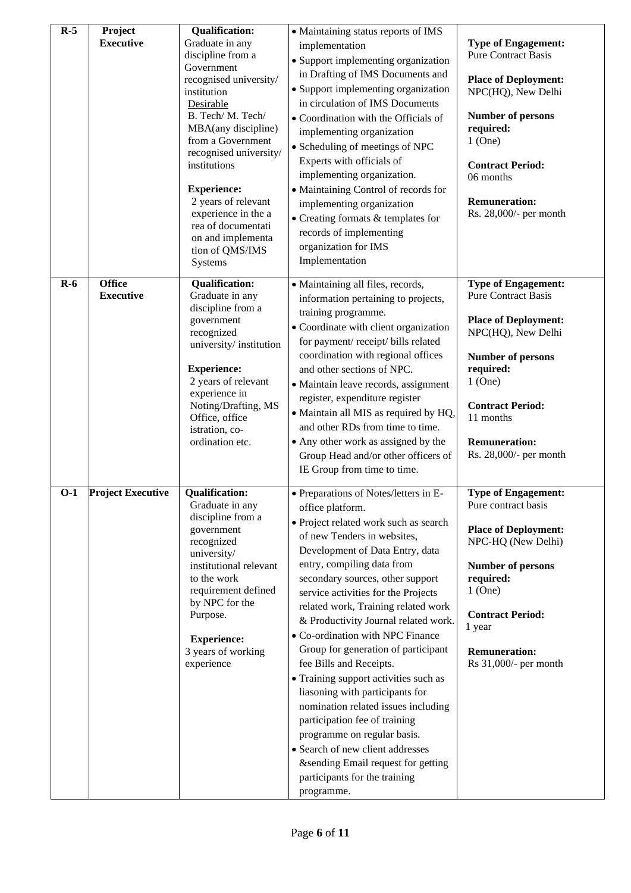| R-5 | Project Executive | **Qualification:** Graduate in any discipline from a Government recognised university/ institution<br>Desirable<br>B. Tech/ M. Tech/ MBA(any discipline) from a Government recognised university/ institutions<br><br>**Experience:** 2 years of relevant experience in the a rea of documentati on and implementa tion of QMS/IMS Systems | • Maintaining status reports of IMS implementation<br>• Support implementing organization in Drafting of IMS Documents and<br>• Support implementing organization in circulation of IMS Documents<br>• Coordination with the Officials of implementing organization<br>• Scheduling of meetings of NPC Experts with officials of implementing organization.<br>• Maintaining Control of records for implementing organization<br>• Creating formats & templates for records of implementing organization for IMS Implementation | **Type of Engagement:** Pure Contract Basis<br><br>**Place of Deployment:** NPC(HQ), New Delhi<br><br>**Number of persons required:** 1 (One)<br><br>**Contract Period:** 06 months<br><br>**Remuneration:** Rs. 28,000/- per month |
|---|---|---|---|---|
| R-6 | Office Executive | **Qualification:** Graduate in any discipline from a government recognized university/ institution<br><br>**Experience:** 2 years of relevant experience in Noting/Drafting, MS Office, office istration, co-ordination etc. | • Maintaining all files, records, information pertaining to projects, training programme.<br>• Coordinate with client organization for payment/ receipt/ bills related coordination with regional offices and other sections of NPC.<br>• Maintain leave records, assignment register, expenditure register<br>• Maintain all MIS as required by HQ, and other RDs from time to time.<br>• Any other work as assigned by the Group Head and/or other officers of IE Group from time to time. | **Type of Engagement:** Pure Contract Basis<br><br>**Place of Deployment:** NPC(HQ), New Delhi<br><br>**Number of persons required:** 1 (One)<br><br>**Contract Period:** 11 months<br><br>**Remuneration:** Rs. 28,000/- per month |
| O-1 | Project Executive | **Qualification:** Graduate in any discipline from a government recognized university/ institutional relevant to the work requirement defined by NPC for the Purpose.<br><br>**Experience:** 3 years of working experience | • Preparations of Notes/letters in E-office platform.<br>• Project related work such as search of new Tenders in websites, Development of Data Entry, data entry, compiling data from secondary sources, other support service activities for the Projects related work, Training related work & Productivity Journal related work.<br>• Co-ordination with NPC Finance Group for generation of participant fee Bills and Receipts.<br>• Training support activities such as liasoning with participants for nomination related issues including participation fee of training programme on regular basis.<br>• Search of new client addresses &sending Email request for getting participants for the training programme. | **Type of Engagement:** Pure contract basis<br><br>**Place of Deployment:** NPC-HQ (New Delhi)<br><br>**Number of persons required:** 1 (One)<br><br>**Contract Period:** 1 year<br><br>**Remuneration:** Rs 31,000/- per month |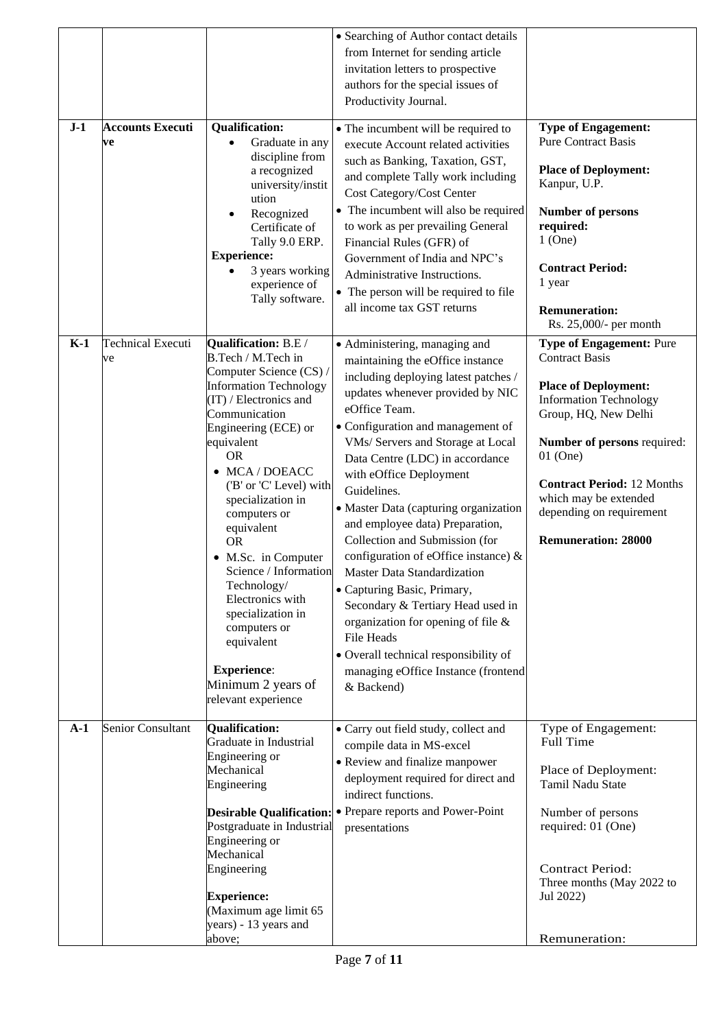| | | | | |
|---|---|---|---|---|
| | | | • Searching of Author contact details from Internet for sending article invitation letters to prospective authors for the special issues of Productivity Journal. | |
| **J-1** | **Accounts Executive** | **Qualification:**<br>• Graduate in any discipline from a recognized university/institution<br>• Recognized Certificate of Tally 9.0 ERP.<br>**Experience:**<br>• 3 years working experience of Tally software. | • The incumbent will be required to execute Account related activities such as Banking, Taxation, GST, and complete Tally work including Cost Category/Cost Center<br>• The incumbent will also be required to work as per prevailing General Financial Rules (GFR) of Government of India and NPC's Administrative Instructions.<br>• The person will be required to file all income tax GST returns | **Type of Engagement:** Pure Contract Basis<br><br>**Place of Deployment:** Kanpur, U.P.<br><br>**Number of persons required:** 1 (One)<br><br>**Contract Period:** 1 year<br><br>**Remuneration:** Rs. 25,000/- per month |
| **K-1** | Technical Executive | **Qualification:** B.E / B.Tech / M.Tech in Computer Science (CS) / Information Technology (IT) / Electronics and Communication Engineering (ECE) or equivalent<br>OR<br>• MCA / DOEACC ('B' or 'C' Level) with specialization in computers or equivalent<br>OR<br>• M.Sc. in Computer Science / Information Technology/ Electronics with specialization in computers or equivalent<br><br>**Experience**: Minimum 2 years of relevant experience | • Administering, managing and maintaining the eOffice instance including deploying latest patches / updates whenever provided by NIC eOffice Team.<br>• Configuration and management of VMs/ Servers and Storage at Local Data Centre (LDC) in accordance with eOffice Deployment Guidelines.<br>• Master Data (capturing organization and employee data) Preparation, Collection and Submission (for configuration of eOffice instance) & Master Data Standardization<br>• Capturing Basic, Primary, Secondary & Tertiary Head used in organization for opening of file & File Heads<br>• Overall technical responsibility of managing eOffice Instance (frontend & Backend) | **Type of Engagement:** Pure Contract Basis<br><br>**Place of Deployment:** Information Technology Group, HQ, New Delhi<br><br>**Number of persons** required: 01 (One)<br><br>**Contract Period:** 12 Months which may be extended depending on requirement<br><br>**Remuneration: 28000** |
| **A-1** | Senior Consultant | **Qualification:** Graduate in Industrial Engineering or Mechanical Engineering<br><br>**Desirable Qualification:** Postgraduate in Industrial Engineering or Mechanical Engineering<br><br>**Experience:** (Maximum age limit 65 years) - 13 years and above; | • Carry out field study, collect and compile data in MS-excel<br>• Review and finalize manpower deployment required for direct and indirect functions.<br>• Prepare reports and Power-Point presentations | Type of Engagement: Full Time<br><br>Place of Deployment: Tamil Nadu State<br><br>Number of persons required: 01 (One)<br><br>Contract Period: Three months (May 2022 to Jul 2022)<br><br>Remuneration: |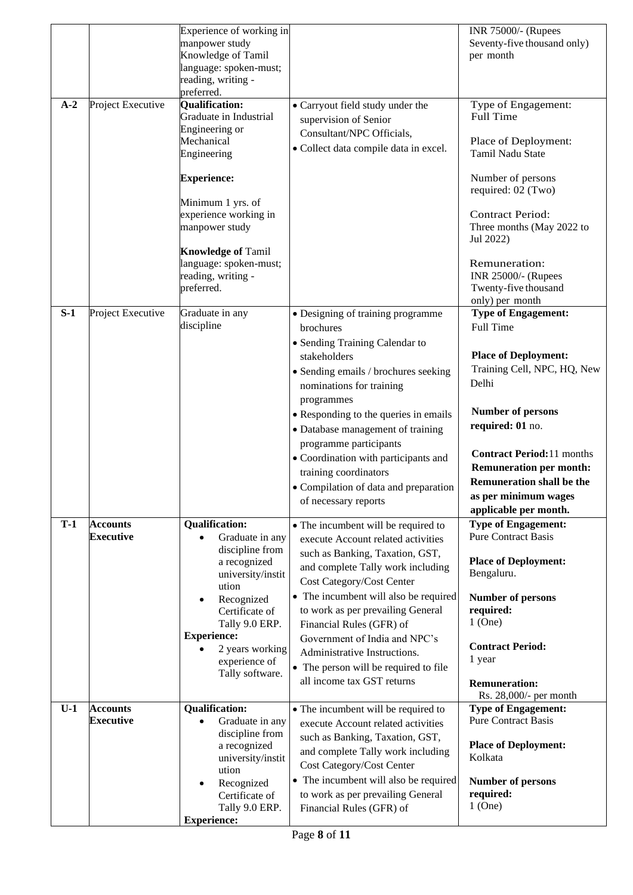| | | | | |
|---|---|---|---|---|
| | | Experience of working in manpower study<br>Knowledge of Tamil language: spoken-must; reading, writing - preferred. | | INR 75000/- (Rupees Seventy-five thousand only) per month |
| **A-2** | Project Executive | **Qualification:**<br>Graduate in Industrial Engineering or Mechanical Engineering<br><br>**Experience:**<br><br>Minimum 1 yrs. of experience working in manpower study<br><br>**Knowledge of** Tamil language: spoken-must; reading, writing - preferred. | • Carryout field study under the supervision of Senior Consultant/NPC Officials,<br>• Collect data compile data in excel. | Type of Engagement: Full Time<br><br>Place of Deployment: Tamil Nadu State<br><br>Number of persons required: 02 (Two)<br><br>Contract Period: Three months (May 2022 to Jul 2022)<br><br>Remuneration: INR 25000/- (Rupees Twenty-five thousand only) per month |
| **S-1** | Project Executive | Graduate in any discipline | • Designing of training programme brochures<br>• Sending Training Calendar to stakeholders<br>• Sending emails / brochures seeking nominations for training programmes<br>• Responding to the queries in emails<br>• Database management of training programme participants<br>• Coordination with participants and training coordinators<br>• Compilation of data and preparation of necessary reports | **Type of Engagement:** Full Time<br><br>**Place of Deployment:** Training Cell, NPC, HQ, New Delhi<br><br>**Number of persons required: 01** no.<br><br>**Contract Period:**11 months<br>**Remuneration per month: Remuneration shall be the as per minimum wages applicable per month.** |
| **T-1** | **Accounts Executive** | **Qualification:**<br>• Graduate in any discipline from a recognized university/institution<br>• Recognized Certificate of Tally 9.0 ERP.<br>**Experience:**<br>• 2 years working experience of Tally software. | • The incumbent will be required to execute Account related activities such as Banking, Taxation, GST, and complete Tally work including Cost Category/Cost Center<br>• The incumbent will also be required to work as per prevailing General Financial Rules (GFR) of Government of India and NPC's Administrative Instructions.<br>• The person will be required to file all income tax GST returns | **Type of Engagement:** Pure Contract Basis<br><br>**Place of Deployment:** Bengaluru.<br><br>**Number of persons required:** 1 (One)<br><br>**Contract Period:** 1 year<br><br>**Remuneration:** Rs. 28,000/- per month |
| **U-1** | **Accounts Executive** | **Qualification:**<br>• Graduate in any discipline from a recognized university/institution<br>• Recognized Certificate of Tally 9.0 ERP.<br>**Experience:** | • The incumbent will be required to execute Account related activities such as Banking, Taxation, GST, and complete Tally work including Cost Category/Cost Center<br>• The incumbent will also be required to work as per prevailing General Financial Rules (GFR) of | **Type of Engagement:** Pure Contract Basis<br><br>**Place of Deployment:** Kolkata<br><br>**Number of persons required:** 1 (One) |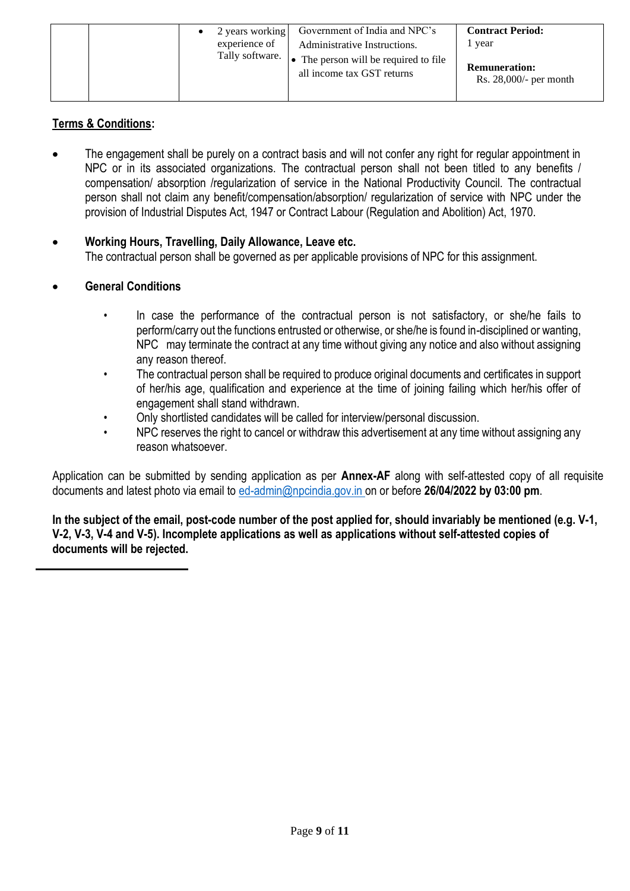| | | • 2 years working experience of Tally software. | Government of India and NPC's Administrative Instructions.<br>• The person will be required to file all income tax GST returns | **Contract Period:**<br>1 year<br><br>**Remuneration:**<br>Rs. 28,000/- per month |
|---|---|---|---|---|

**Terms & Conditions:**

- The engagement shall be purely on a contract basis and will not confer any right for regular appointment in NPC or in its associated organizations. The contractual person shall not been titled to any benefits / compensation/ absorption /regularization of service in the National Productivity Council. The contractual person shall not claim any benefit/compensation/absorption/ regularization of service with NPC under the provision of Industrial Disputes Act, 1947 or Contract Labour (Regulation and Abolition) Act, 1970.

- **Working Hours, Travelling, Daily Allowance, Leave etc.**
  The contractual person shall be governed as per applicable provisions of NPC for this assignment.

- **General Conditions**
  - In case the performance of the contractual person is not satisfactory, or she/he fails to perform/carry out the functions entrusted or otherwise, or she/he is found in-disciplined or wanting, NPC may terminate the contract at any time without giving any notice and also without assigning any reason thereof.
  - The contractual person shall be required to produce original documents and certificates in support of her/his age, qualification and experience at the time of joining failing which her/his offer of engagement shall stand withdrawn.
  - Only shortlisted candidates will be called for interview/personal discussion.
  - NPC reserves the right to cancel or withdraw this advertisement at any time without assigning any reason whatsoever.

Application can be submitted by sending application as per **Annex-AF** along with self-attested copy of all requisite documents and latest photo via email to ed-admin@npcindia.gov.in on or before **26/04/2022 by 03:00 pm**.

**In the subject of the email, post-code number of the post applied for, should invariably be mentioned (e.g. V-1, V-2, V-3, V-4 and V-5). Incomplete applications as well as applications without self-attested copies of documents will be rejected.**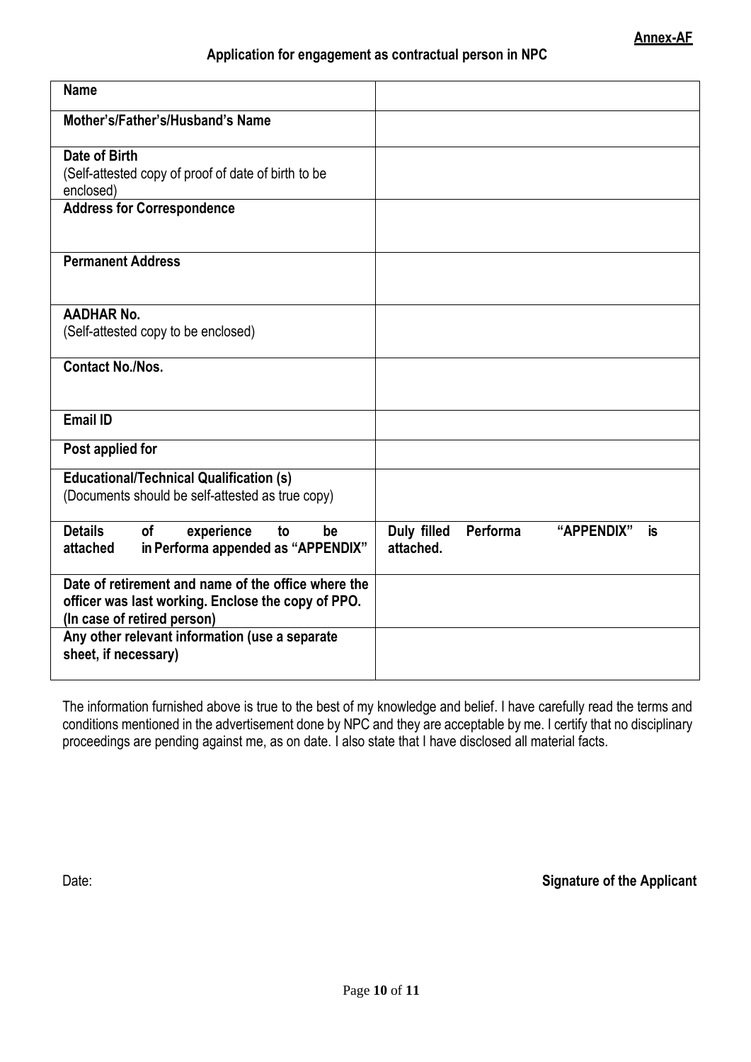**Annex-AF**

**Application for engagement as contractual person in NPC**

| | |
|---|---|
| **Name** | |
| **Mother's/Father's/Husband's Name** | |
| **Date of Birth**<br>(Self-attested copy of proof of date of birth to be enclosed) | |
| **Address for Correspondence** | |
| **Permanent Address** | |
| **AADHAR No.**<br>(Self-attested copy to be enclosed) | |
| **Contact No./Nos.** | |
| **Email ID** | |
| **Post applied for** | |
| **Educational/Technical Qualification (s)**<br>(Documents should be self-attested as true copy) | |
| **Details of experience to be attached in Performa appended as "APPENDIX"** | **Duly filled Performa "APPENDIX" is attached.** |
| **Date of retirement and name of the office where the officer was last working. Enclose the copy of PPO. (In case of retired person)** | |
| **Any other relevant information (use a separate sheet, if necessary)** | |

The information furnished above is true to the best of my knowledge and belief. I have carefully read the terms and conditions mentioned in the advertisement done by NPC and they are acceptable by me. I certify that no disciplinary proceedings are pending against me, as on date. I also state that I have disclosed all material facts.

Date: **Signature of the Applicant**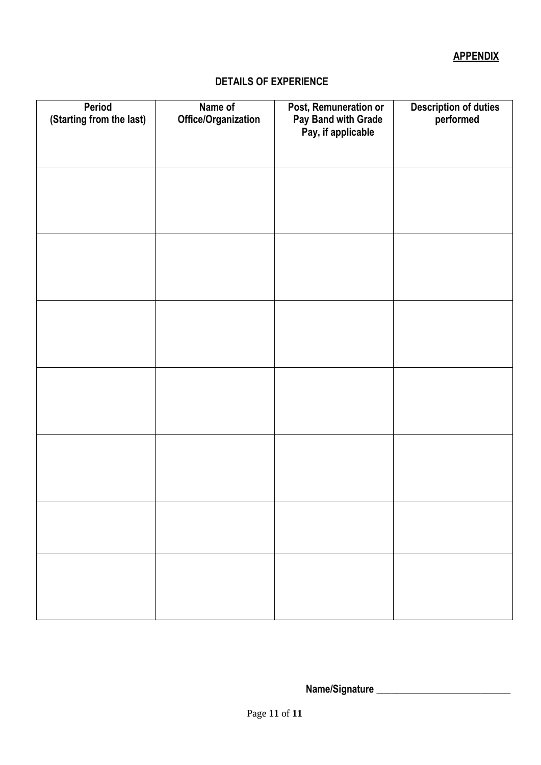**APPENDIX**

## DETAILS OF EXPERIENCE

| Period (Starting from the last) | Name of Office/Organization | Post, Remuneration or Pay Band with Grade Pay, if applicable | Description of duties performed |
|---|---|---|---|
| | | | |
| | | | |
| | | | |
| | | | |
| | | | |
| | | | |
| | | | |

**Name/Signature** ___________________________